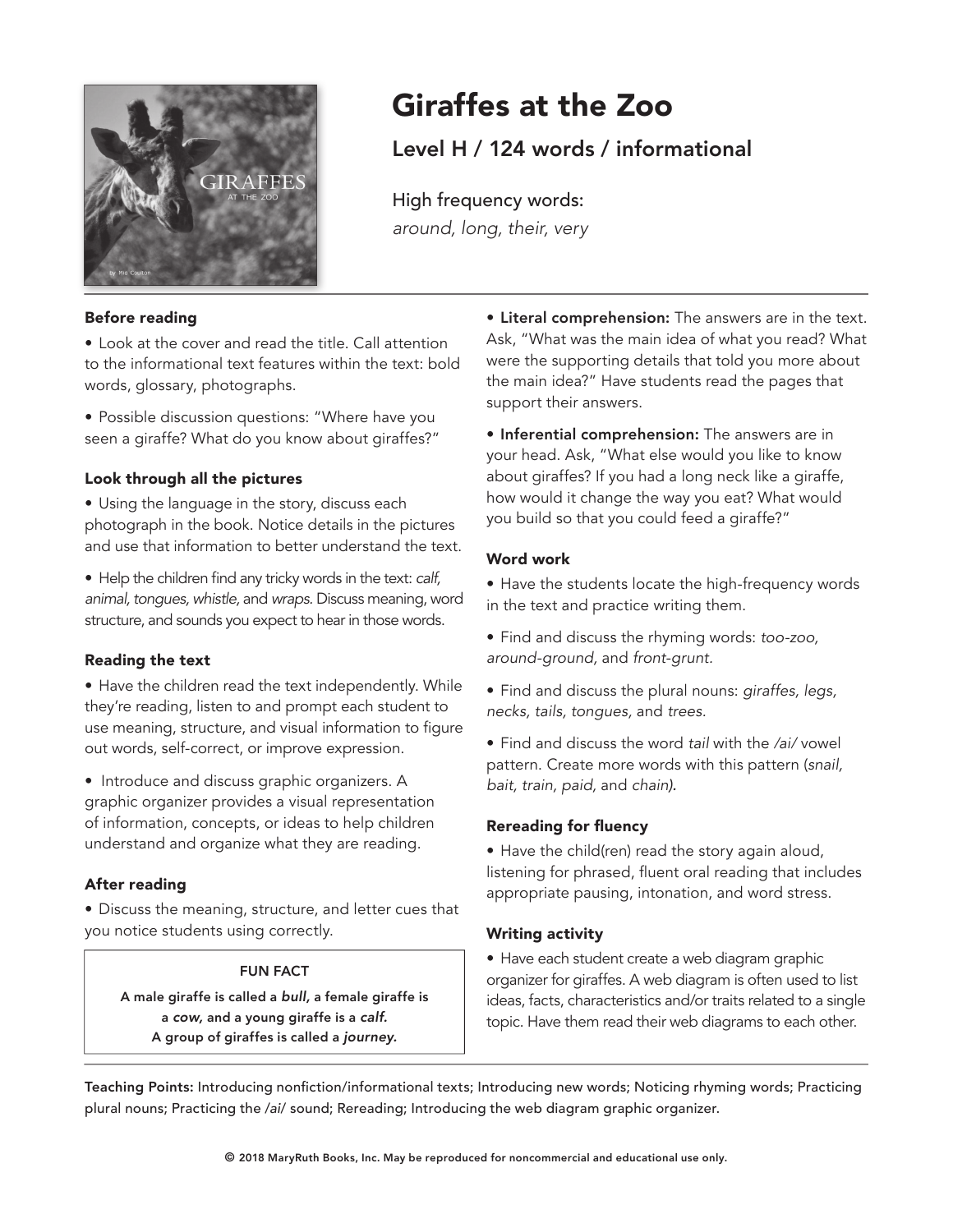# Giraffes at the Zoo

## Level H / 124 words / informational

High frequency words:
*around, long, their, very*

### Before reading

- Look at the cover and read the title. Call attention to the informational text features within the text: bold words, glossary, photographs.
- Possible discussion questions: "Where have you seen a giraffe? What do you know about giraffes?"

### Look through all the pictures

- Using the language in the story, discuss each photograph in the book. Notice details in the pictures and use that information to better understand the text.
- Help the children find any tricky words in the text: *calf, animal, tongues, whistle,* and *wraps.* Discuss meaning, word structure, and sounds you expect to hear in those words.

### Reading the text

- Have the children read the text independently. While they're reading, listen to and prompt each student to use meaning, structure, and visual information to figure out words, self-correct, or improve expression.
- Introduce and discuss graphic organizers. A graphic organizer provides a visual representation of information, concepts, or ideas to help children understand and organize what they are reading.

### After reading

- Discuss the meaning, structure, and letter cues that you notice students using correctly.

> **FUN FACT**
>
> **A male giraffe is called a *bull*, a female giraffe is a *cow*, and a young giraffe is a *calf*. A group of giraffes is called a *journey*.**

- **Literal comprehension:** The answers are in the text. Ask, "What was the main idea of what you read? What were the supporting details that told you more about the main idea?" Have students read the pages that support their answers.
- **Inferential comprehension:** The answers are in your head. Ask, "What else would you like to know about giraffes? If you had a long neck like a giraffe, how would it change the way you eat? What would you build so that you could feed a giraffe?"

### Word work

- Have the students locate the high-frequency words in the text and practice writing them.
- Find and discuss the rhyming words: *too-zoo, around-ground,* and *front-grunt.*
- Find and discuss the plural nouns: *giraffes, legs, necks, tails, tongues,* and *trees.*
- Find and discuss the word *tail* with the */ai/* vowel pattern. Create more words with this pattern (*snail, bait, train, paid,* and *chain*).

### Rereading for fluency

- Have the child(ren) read the story again aloud, listening for phrased, fluent oral reading that includes appropriate pausing, intonation, and word stress.

### Writing activity

- Have each student create a web diagram graphic organizer for giraffes. A web diagram is often used to list ideas, facts, characteristics and/or traits related to a single topic. Have them read their web diagrams to each other.

**Teaching Points:** Introducing nonfiction/informational texts; Introducing new words; Noticing rhyming words; Practicing plural nouns; Practicing the */ai/* sound; Rereading; Introducing the web diagram graphic organizer.

© 2018 MaryRuth Books, Inc. May be reproduced for noncommercial and educational use only.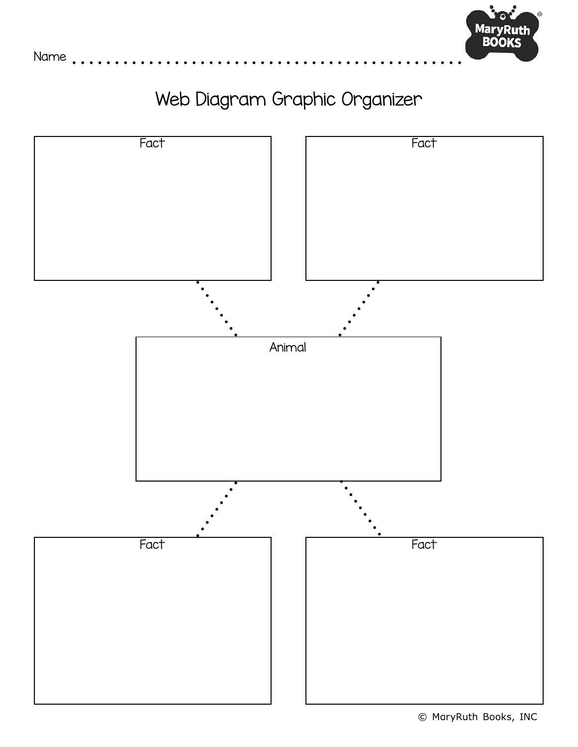Name ..........................................

# Web Diagram Graphic Organizer

Fact

Fact

Animal

Fact

Fact

© MaryRuth Books, INC